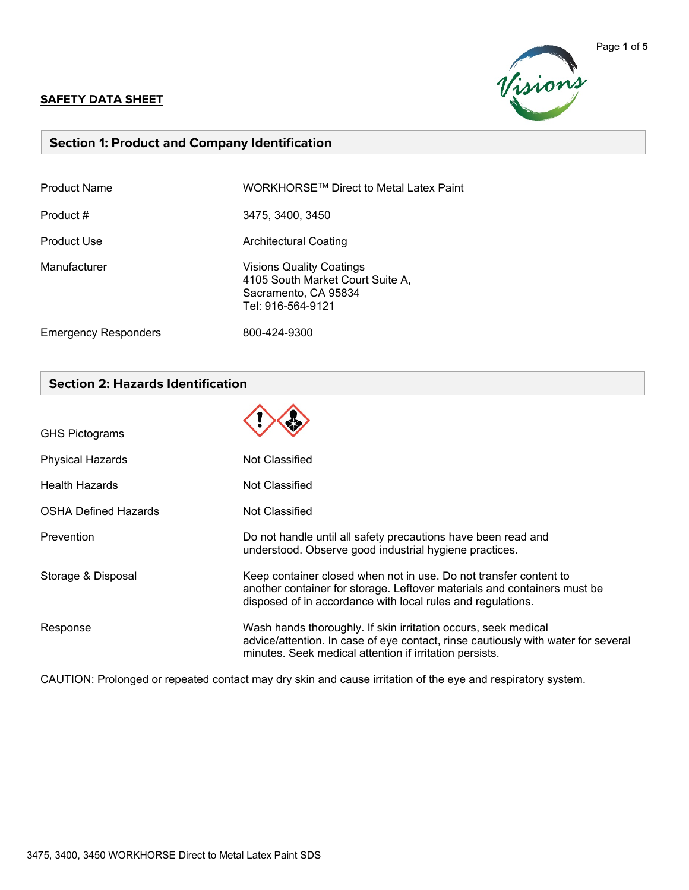**SAFETY DATA SHEET**

## Section 1: Product and Company Identification

| | |
|---|---|
| Product Name | WORKHORSE™ Direct to Metal Latex Paint |
| Product # | 3475, 3400, 3450 |
| Product Use | Architectural Coating |
| Manufacturer | Visions Quality Coatings<br>4105 South Market Court Suite A,<br>Sacramento, CA 95834<br>Tel: 916-564-9121 |
| Emergency Responders | 800-424-9300 |

## Section 2: Hazards Identification

| | |
|---|---|
| GHS Pictograms | |
| Physical Hazards | Not Classified |
| Health Hazards | Not Classified |
| OSHA Defined Hazards | Not Classified |
| Prevention | Do not handle until all safety precautions have been read and understood. Observe good industrial hygiene practices. |
| Storage & Disposal | Keep container closed when not in use. Do not transfer content to another container for storage. Leftover materials and containers must be disposed of in accordance with local rules and regulations. |
| Response | Wash hands thoroughly. If skin irritation occurs, seek medical advice/attention. In case of eye contact, rinse cautiously with water for several minutes. Seek medical attention if irritation persists. |

CAUTION: Prolonged or repeated contact may dry skin and cause irritation of the eye and respiratory system.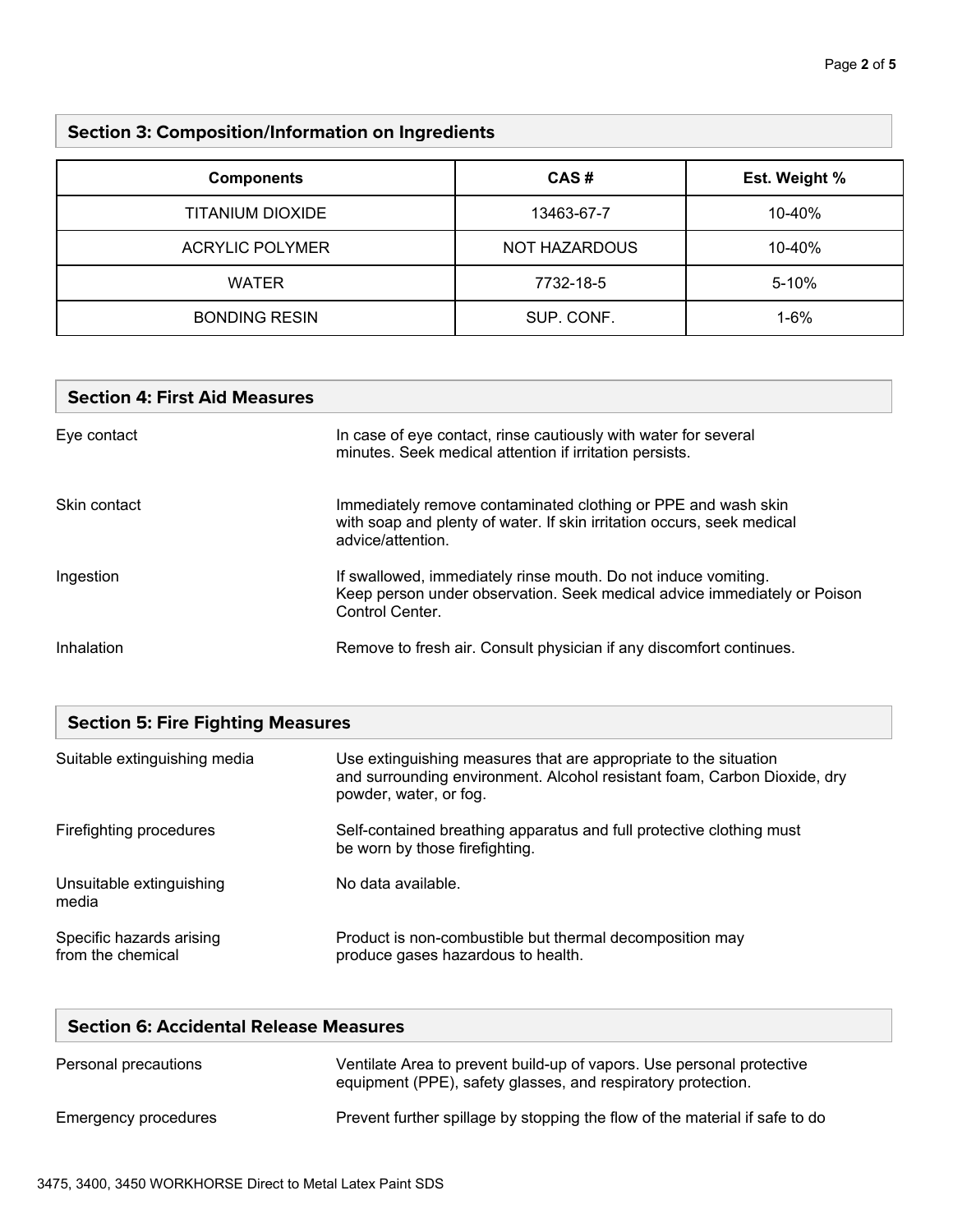## Section 3: Composition/Information on Ingredients

| Components | CAS # | Est. Weight % |
|---|---|---|
| TITANIUM DIOXIDE | 13463-67-7 | 10-40% |
| ACRYLIC POLYMER | NOT HAZARDOUS | 10-40% |
| WATER | 7732-18-5 | 5-10% |
| BONDING RESIN | SUP. CONF. | 1-6% |

## Section 4: First Aid Measures

| | |
|---|---|
| Eye contact | In case of eye contact, rinse cautiously with water for several minutes. Seek medical attention if irritation persists. |
| Skin contact | Immediately remove contaminated clothing or PPE and wash skin with soap and plenty of water. If skin irritation occurs, seek medical advice/attention. |
| Ingestion | If swallowed, immediately rinse mouth. Do not induce vomiting. Keep person under observation. Seek medical advice immediately or Poison Control Center. |
| Inhalation | Remove to fresh air. Consult physician if any discomfort continues. |

## Section 5: Fire Fighting Measures

| | |
|---|---|
| Suitable extinguishing media | Use extinguishing measures that are appropriate to the situation and surrounding environment. Alcohol resistant foam, Carbon Dioxide, dry powder, water, or fog. |
| Firefighting procedures | Self-contained breathing apparatus and full protective clothing must be worn by those firefighting. |
| Unsuitable extinguishing media | No data available. |
| Specific hazards arising from the chemical | Product is non-combustible but thermal decomposition may produce gases hazardous to health. |

## Section 6: Accidental Release Measures

| | |
|---|---|
| Personal precautions | Ventilate Area to prevent build-up of vapors. Use personal protective equipment (PPE), safety glasses, and respiratory protection. |
| Emergency procedures | Prevent further spillage by stopping the flow of the material if safe to do |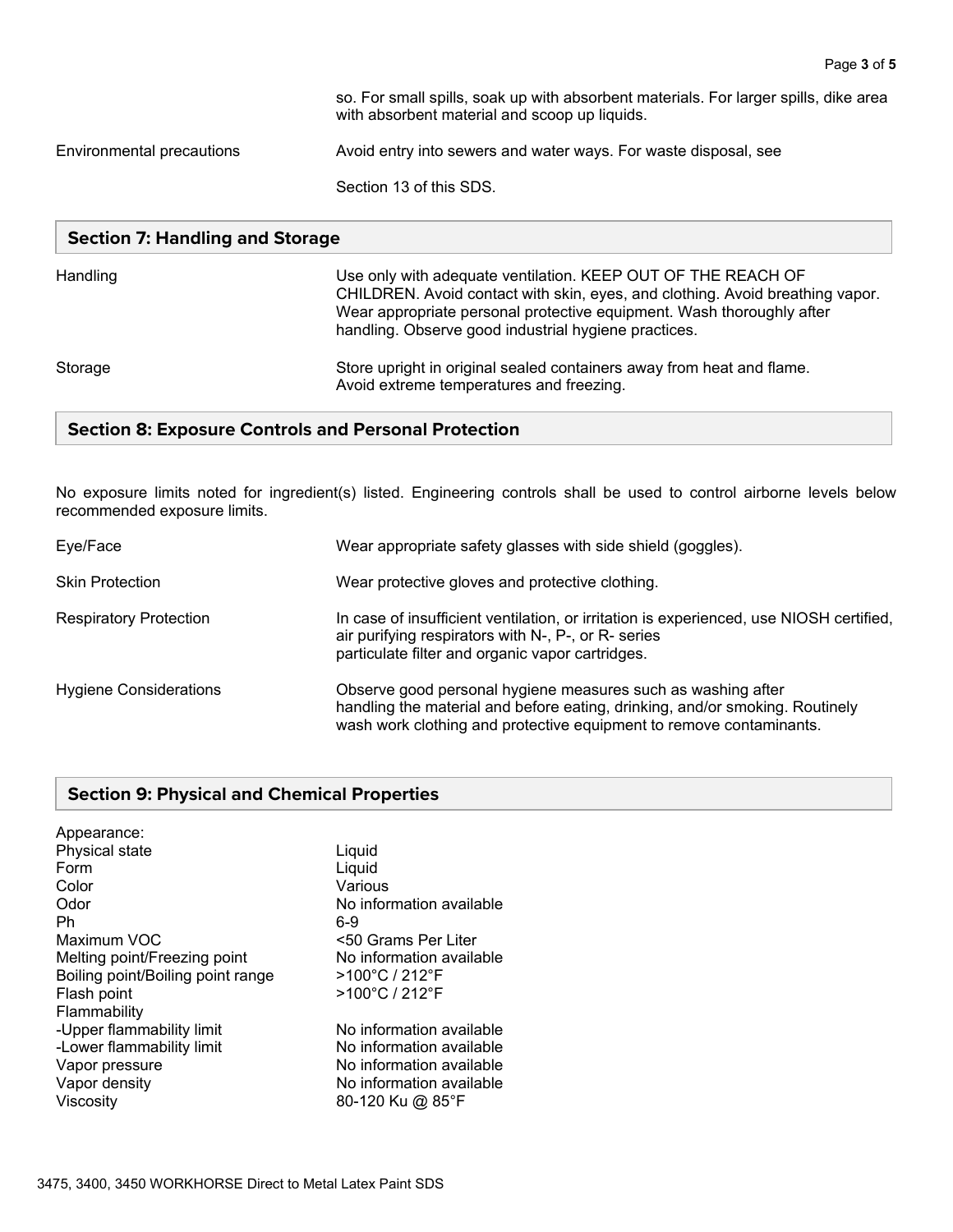| | |
|---|---|
| | so. For small spills, soak up with absorbent materials. For larger spills, dike area with absorbent material and scoop up liquids. |
| Environmental precautions | Avoid entry into sewers and water ways. For waste disposal, see Section 13 of this SDS. |

## Section 7: Handling and Storage

| | |
|---|---|
| Handling | Use only with adequate ventilation. KEEP OUT OF THE REACH OF CHILDREN. Avoid contact with skin, eyes, and clothing. Avoid breathing vapor. Wear appropriate personal protective equipment. Wash thoroughly after handling. Observe good industrial hygiene practices. |
| Storage | Store upright in original sealed containers away from heat and flame. Avoid extreme temperatures and freezing. |

## Section 8: Exposure Controls and Personal Protection

No exposure limits noted for ingredient(s) listed. Engineering controls shall be used to control airborne levels below recommended exposure limits.

| | |
|---|---|
| Eye/Face | Wear appropriate safety glasses with side shield (goggles). |
| Skin Protection | Wear protective gloves and protective clothing. |
| Respiratory Protection | In case of insufficient ventilation, or irritation is experienced, use NIOSH certified, air purifying respirators with N-, P-, or R- series particulate filter and organic vapor cartridges. |
| Hygiene Considerations | Observe good personal hygiene measures such as washing after handling the material and before eating, drinking, and/or smoking. Routinely wash work clothing and protective equipment to remove contaminants. |

## Section 9: Physical and Chemical Properties

| | |
|---|---|
| Appearance: | |
| Physical state | Liquid |
| Form | Liquid |
| Color | Various |
| Odor | No information available |
| Ph | 6-9 |
| Maximum VOC | <50 Grams Per Liter |
| Melting point/Freezing point | No information available |
| Boiling point/Boiling point range | >100°C / 212°F |
| Flash point | >100°C / 212°F |
| Flammability | |
| -Upper flammability limit | No information available |
| -Lower flammability limit | No information available |
| Vapor pressure | No information available |
| Vapor density | No information available |
| Viscosity | 80-120 Ku @ 85°F |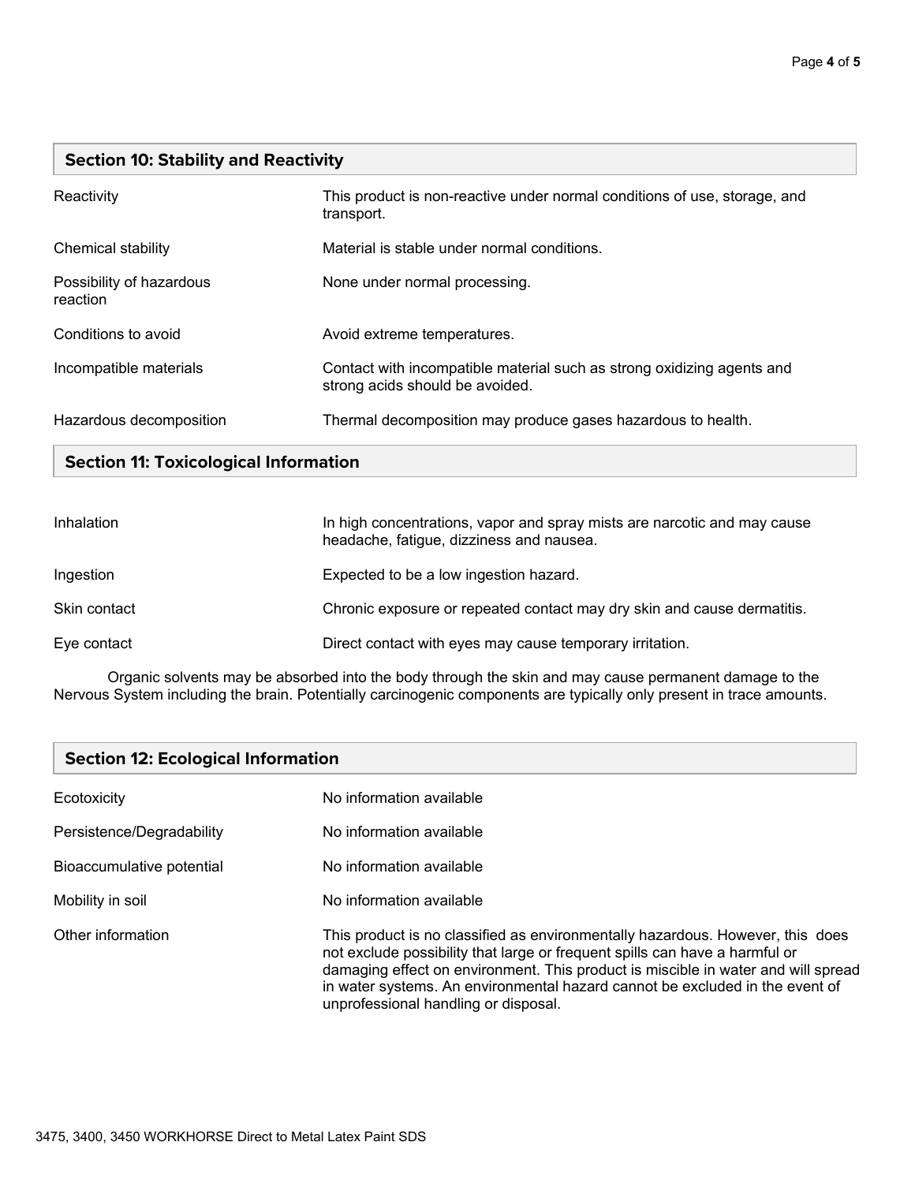## Section 10: Stability and Reactivity

| | |
|---|---|
| Reactivity | This product is non-reactive under normal conditions of use, storage, and transport. |
| Chemical stability | Material is stable under normal conditions. |
| Possibility of hazardous reaction | None under normal processing. |
| Conditions to avoid | Avoid extreme temperatures. |
| Incompatible materials | Contact with incompatible material such as strong oxidizing agents and strong acids should be avoided. |
| Hazardous decomposition | Thermal decomposition may produce gases hazardous to health. |

## Section 11: Toxicological Information

| | |
|---|---|
| Inhalation | In high concentrations, vapor and spray mists are narcotic and may cause headache, fatigue, dizziness and nausea. |
| Ingestion | Expected to be a low ingestion hazard. |
| Skin contact | Chronic exposure or repeated contact may dry skin and cause dermatitis. |
| Eye contact | Direct contact with eyes may cause temporary irritation. |

Organic solvents may be absorbed into the body through the skin and may cause permanent damage to the Nervous System including the brain. Potentially carcinogenic components are typically only present in trace amounts.

## Section 12: Ecological Information

| | |
|---|---|
| Ecotoxicity | No information available |
| Persistence/Degradability | No information available |
| Bioaccumulative potential | No information available |
| Mobility in soil | No information available |
| Other information | This product is no classified as environmentally hazardous. However, this does not exclude possibility that large or frequent spills can have a harmful or damaging effect on environment. This product is miscible in water and will spread in water systems. An environmental hazard cannot be excluded in the event of unprofessional handling or disposal. |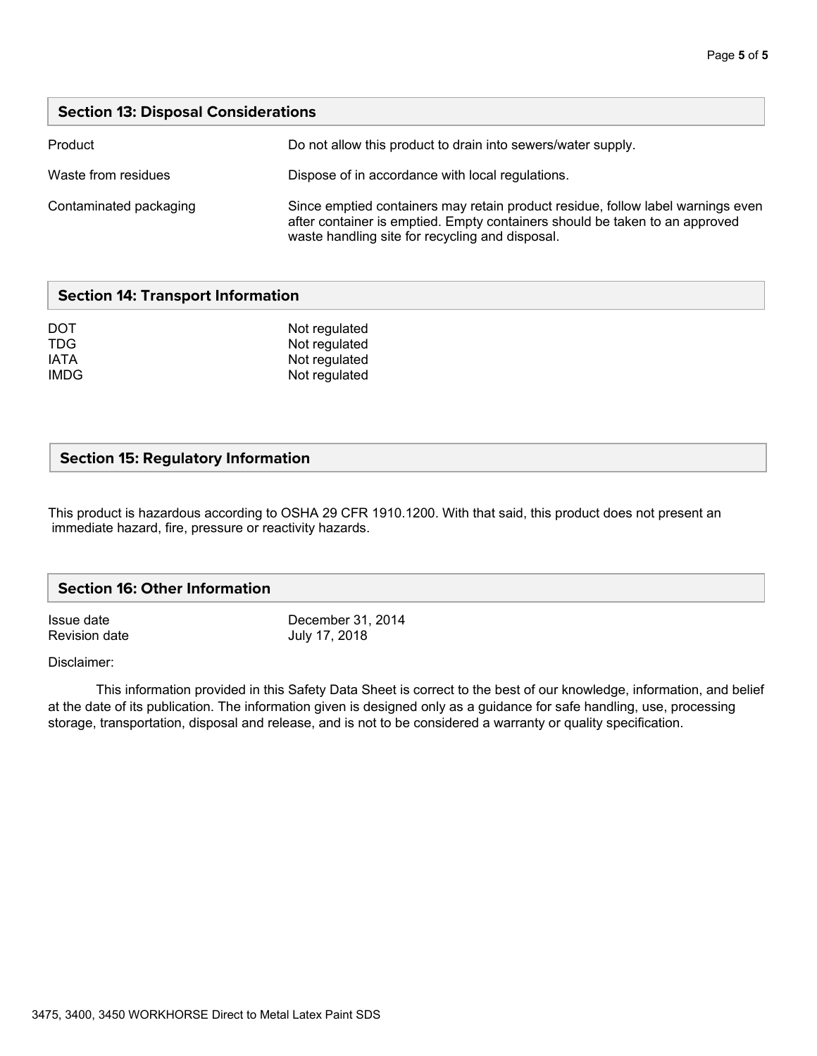## Section 13: Disposal Considerations

| | |
|---|---|
| Product | Do not allow this product to drain into sewers/water supply. |
| Waste from residues | Dispose of in accordance with local regulations. |
| Contaminated packaging | Since emptied containers may retain product residue, follow label warnings even after container is emptied. Empty containers should be taken to an approved waste handling site for recycling and disposal. |

## Section 14: Transport Information

| | |
|---|---|
| DOT | Not regulated |
| TDG | Not regulated |
| IATA | Not regulated |
| IMDG | Not regulated |

## Section 15: Regulatory Information

This product is hazardous according to OSHA 29 CFR 1910.1200. With that said, this product does not present an immediate hazard, fire, pressure or reactivity hazards.

## Section 16: Other Information

| | |
|---|---|
| Issue date | December 31, 2014 |
| Revision date | July 17, 2018 |

Disclaimer:

This information provided in this Safety Data Sheet is correct to the best of our knowledge, information, and belief at the date of its publication. The information given is designed only as a guidance for safe handling, use, processing storage, transportation, disposal and release, and is not to be considered a warranty or quality specification.